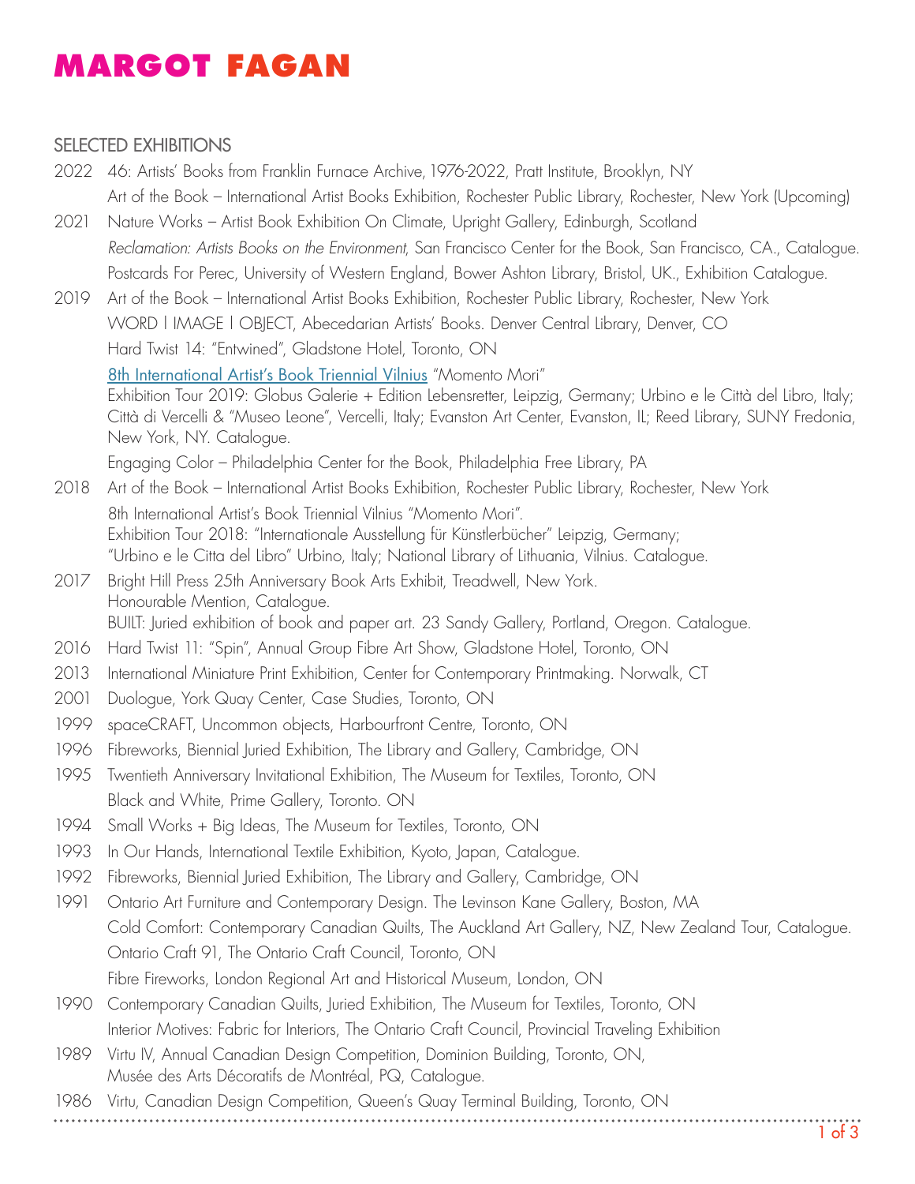# MARGOT FAGAN

## SELECTED EXHIBITIONS

2022 46: Artists' Books from Franklin Furnace Archive, 1976-2022, Pratt Institute, Brooklyn, NY
Art of the Book – International Artist Books Exhibition, Rochester Public Library, Rochester, New York (Upcoming)

2021 Nature Works – Artist Book Exhibition On Climate, Upright Gallery, Edinburgh, Scotland
*Reclamation: Artists Books on the Environment*, San Francisco Center for the Book, San Francisco, CA., Catalogue.
Postcards For Perec, University of Western England, Bower Ashton Library, Bristol, UK., Exhibition Catalogue.

2019 Art of the Book – International Artist Books Exhibition, Rochester Public Library, Rochester, New York
WORD | IMAGE | OBJECT, Abecedarian Artists' Books. Denver Central Library, Denver, CO
Hard Twist 14: "Entwined", Gladstone Hotel, Toronto, ON
8th International Artist's Book Triennial Vilnius "Momento Mori"
Exhibition Tour 2019: Globus Galerie + Edition Lebensretter, Leipzig, Germany; Urbino e le Città del Libro, Italy; Città di Vercelli & "Museo Leone", Vercelli, Italy; Evanston Art Center, Evanston, IL; Reed Library, SUNY Fredonia, New York, NY. Catalogue.
Engaging Color – Philadelphia Center for the Book, Philadelphia Free Library, PA

2018 Art of the Book – International Artist Books Exhibition, Rochester Public Library, Rochester, New York
8th International Artist's Book Triennial Vilnius "Momento Mori".
Exhibition Tour 2018: "Internationale Ausstellung für Künstlerbücher" Leipzig, Germany; "Urbino e le Citta del Libro" Urbino, Italy; National Library of Lithuania, Vilnius. Catalogue.

2017 Bright Hill Press 25th Anniversary Book Arts Exhibit, Treadwell, New York.
Honourable Mention, Catalogue.
BUILT: Juried exhibition of book and paper art. 23 Sandy Gallery, Portland, Oregon. Catalogue.

2016 Hard Twist 11: "Spin", Annual Group Fibre Art Show, Gladstone Hotel, Toronto, ON

2013 International Miniature Print Exhibition, Center for Contemporary Printmaking. Norwalk, CT

2001 Duologue, York Quay Center, Case Studies, Toronto, ON

1999 spaceCRAFT, Uncommon objects, Harbourfront Centre, Toronto, ON

1996 Fibreworks, Biennial Juried Exhibition, The Library and Gallery, Cambridge, ON

1995 Twentieth Anniversary Invitational Exhibition, The Museum for Textiles, Toronto, ON
Black and White, Prime Gallery, Toronto. ON

1994 Small Works + Big Ideas, The Museum for Textiles, Toronto, ON

1993 In Our Hands, International Textile Exhibition, Kyoto, Japan, Catalogue.

1992 Fibreworks, Biennial Juried Exhibition, The Library and Gallery, Cambridge, ON

1991 Ontario Art Furniture and Contemporary Design. The Levinson Kane Gallery, Boston, MA
Cold Comfort: Contemporary Canadian Quilts, The Auckland Art Gallery, NZ, New Zealand Tour, Catalogue.
Ontario Craft 91, The Ontario Craft Council, Toronto, ON
Fibre Fireworks, London Regional Art and Historical Museum, London, ON

1990 Contemporary Canadian Quilts, Juried Exhibition, The Museum for Textiles, Toronto, ON
Interior Motives: Fabric for Interiors, The Ontario Craft Council, Provincial Traveling Exhibition

1989 Virtu IV, Annual Canadian Design Competition, Dominion Building, Toronto, ON,
Musée des Arts Décoratifs de Montréal, PQ, Catalogue.

1986 Virtu, Canadian Design Competition, Queen's Quay Terminal Building, Toronto, ON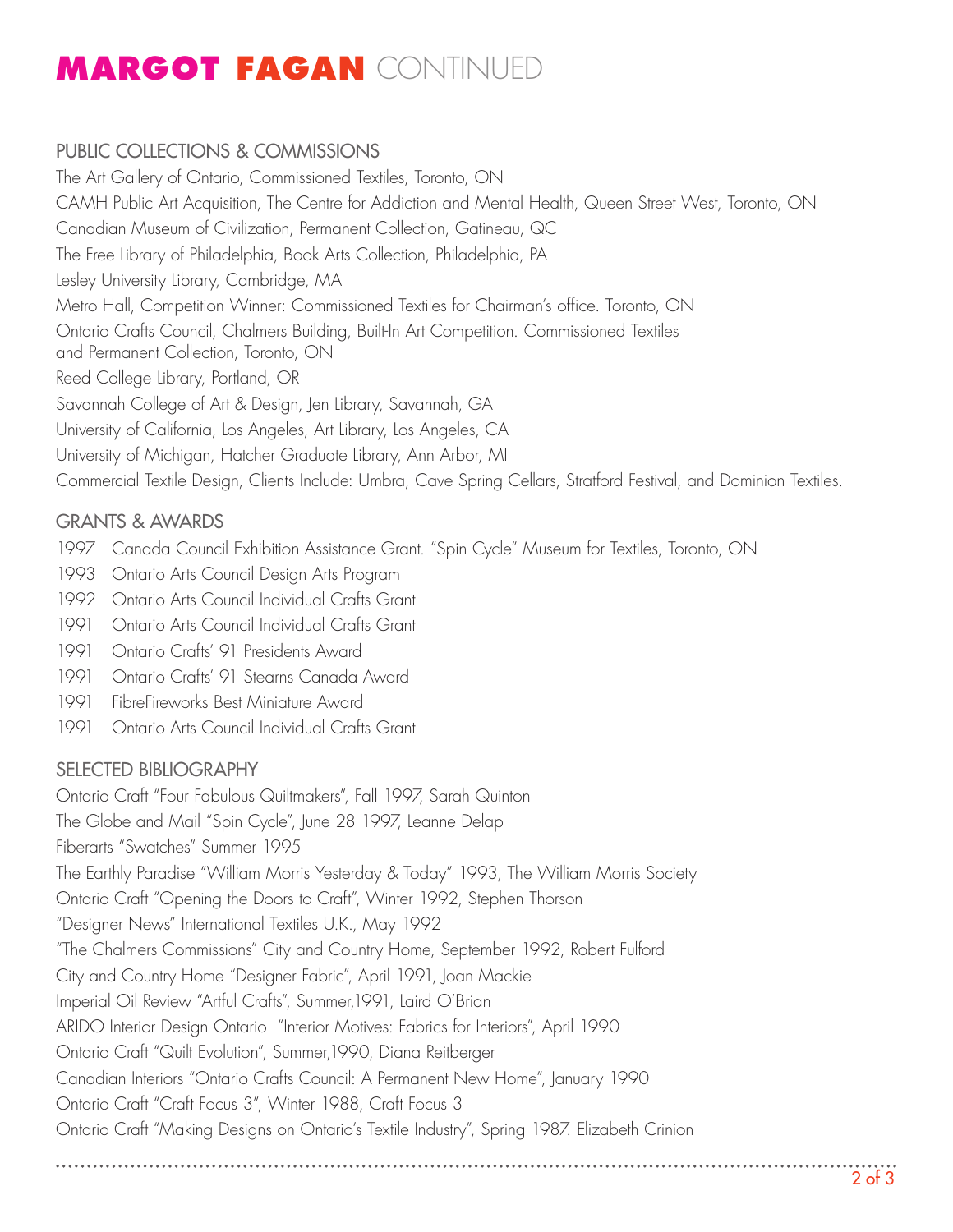# MARGOT FAGAN CONTINUED

## PUBLIC COLLECTIONS & COMMISSIONS

The Art Gallery of Ontario, Commissioned Textiles, Toronto, ON
CAMH Public Art Acquisition, The Centre for Addiction and Mental Health, Queen Street West, Toronto, ON
Canadian Museum of Civilization, Permanent Collection, Gatineau, QC
The Free Library of Philadelphia, Book Arts Collection, Philadelphia, PA
Lesley University Library, Cambridge, MA
Metro Hall, Competition Winner: Commissioned Textiles for Chairman's office. Toronto, ON
Ontario Crafts Council, Chalmers Building, Built-In Art Competition. Commissioned Textiles and Permanent Collection, Toronto, ON
Reed College Library, Portland, OR
Savannah College of Art & Design, Jen Library, Savannah, GA
University of California, Los Angeles, Art Library, Los Angeles, CA
University of Michigan, Hatcher Graduate Library, Ann Arbor, MI
Commercial Textile Design, Clients Include: Umbra, Cave Spring Cellars, Stratford Festival, and Dominion Textiles.

## GRANTS & AWARDS

1997 Canada Council Exhibition Assistance Grant. "Spin Cycle" Museum for Textiles, Toronto, ON
1993 Ontario Arts Council Design Arts Program
1992 Ontario Arts Council Individual Crafts Grant
1991 Ontario Arts Council Individual Crafts Grant
1991 Ontario Crafts' 91 Presidents Award
1991 Ontario Crafts' 91 Stearns Canada Award
1991 FibreFireworks Best Miniature Award
1991 Ontario Arts Council Individual Crafts Grant

## SELECTED BIBLIOGRAPHY

Ontario Craft "Four Fabulous Quiltmakers", Fall 1997, Sarah Quinton
The Globe and Mail "Spin Cycle", June 28 1997, Leanne Delap
Fiberarts "Swatches" Summer 1995
The Earthly Paradise "William Morris Yesterday & Today" 1993, The William Morris Society
Ontario Craft "Opening the Doors to Craft", Winter 1992, Stephen Thorson
"Designer News" International Textiles U.K., May 1992
"The Chalmers Commissions" City and Country Home, September 1992, Robert Fulford
City and Country Home "Designer Fabric", April 1991, Joan Mackie
Imperial Oil Review "Artful Crafts", Summer,1991, Laird O'Brian
ARIDO Interior Design Ontario "Interior Motives: Fabrics for Interiors", April 1990
Ontario Craft "Quilt Evolution", Summer,1990, Diana Reitberger
Canadian Interiors "Ontario Crafts Council: A Permanent New Home", January 1990
Ontario Craft "Craft Focus 3", Winter 1988, Craft Focus 3
Ontario Craft "Making Designs on Ontario's Textile Industry", Spring 1987. Elizabeth Crinion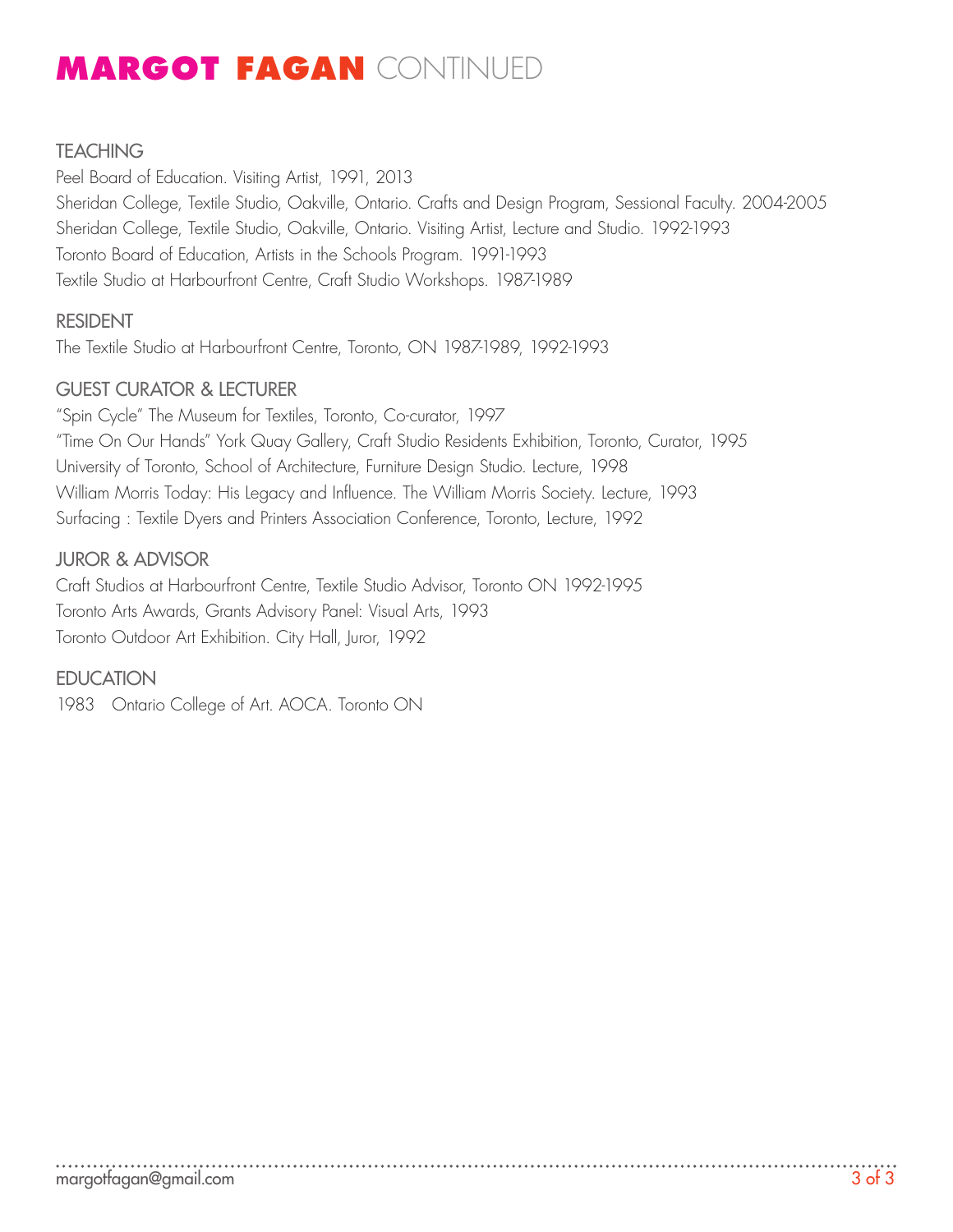# MARGOT FAGAN CONTINUED

## TEACHING

Peel Board of Education. Visiting Artist, 1991, 2013
Sheridan College, Textile Studio, Oakville, Ontario. Crafts and Design Program, Sessional Faculty. 2004-2005
Sheridan College, Textile Studio, Oakville, Ontario. Visiting Artist, Lecture and Studio. 1992-1993
Toronto Board of Education, Artists in the Schools Program. 1991-1993
Textile Studio at Harbourfront Centre, Craft Studio Workshops. 1987-1989

## RESIDENT

The Textile Studio at Harbourfront Centre, Toronto, ON 1987-1989, 1992-1993

## GUEST CURATOR & LECTURER

"Spin Cycle" The Museum for Textiles, Toronto, Co-curator, 1997
"Time On Our Hands" York Quay Gallery, Craft Studio Residents Exhibition, Toronto, Curator, 1995
University of Toronto, School of Architecture, Furniture Design Studio. Lecture, 1998
William Morris Today: His Legacy and Influence. The William Morris Society. Lecture, 1993
Surfacing : Textile Dyers and Printers Association Conference, Toronto, Lecture, 1992

## JUROR & ADVISOR

Craft Studios at Harbourfront Centre, Textile Studio Advisor, Toronto ON 1992-1995
Toronto Arts Awards, Grants Advisory Panel: Visual Arts, 1993
Toronto Outdoor Art Exhibition. City Hall, Juror, 1992

## EDUCATION

1983 Ontario College of Art. AOCA. Toronto ON

margotfagan@gmail.com